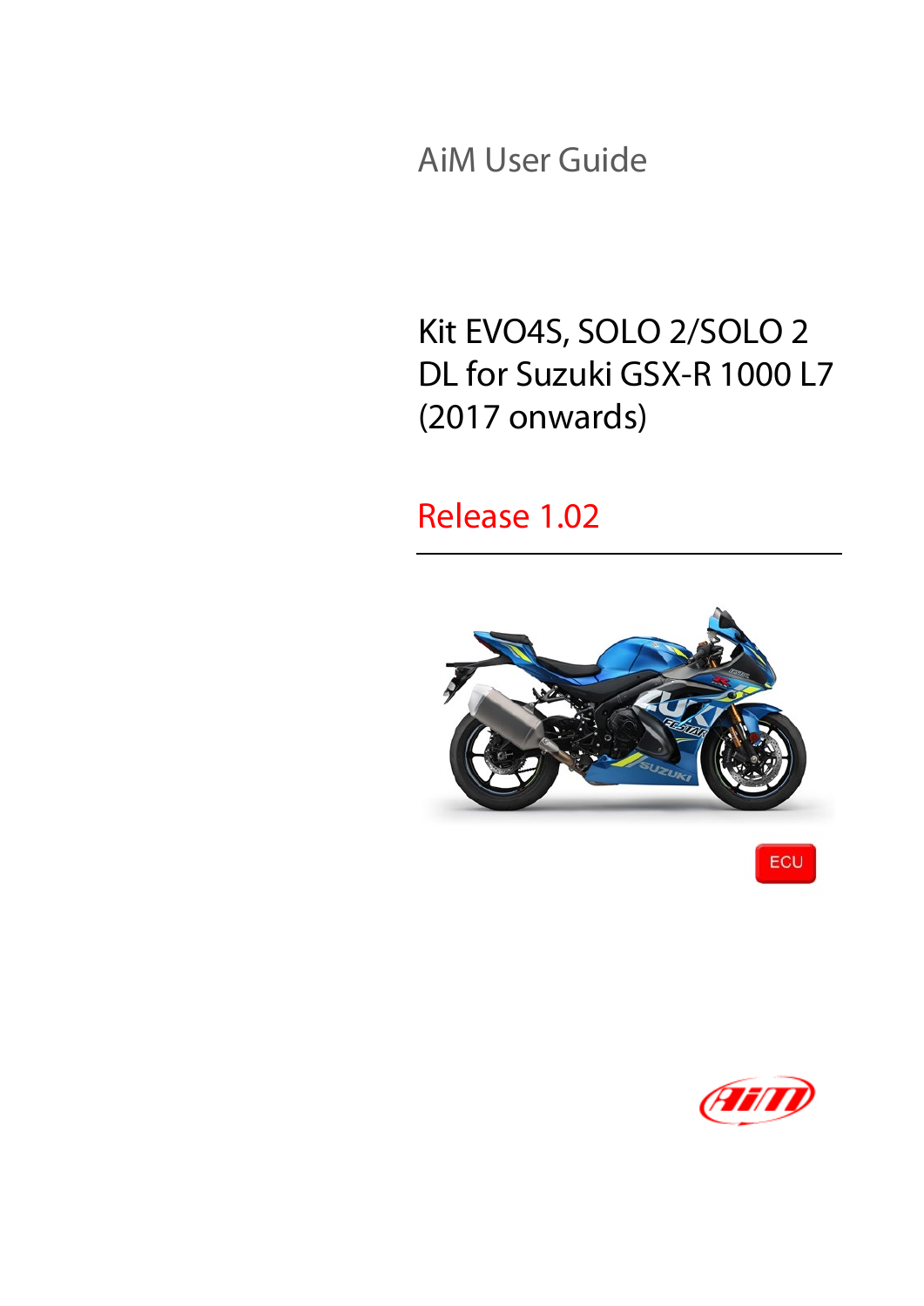AiM User Guide

# Kit EVO4S, SOLO 2/SOLO 2 DL for Suzuki GSX-R 1000 L7 (2017 onwards)

Release 1.02

ECU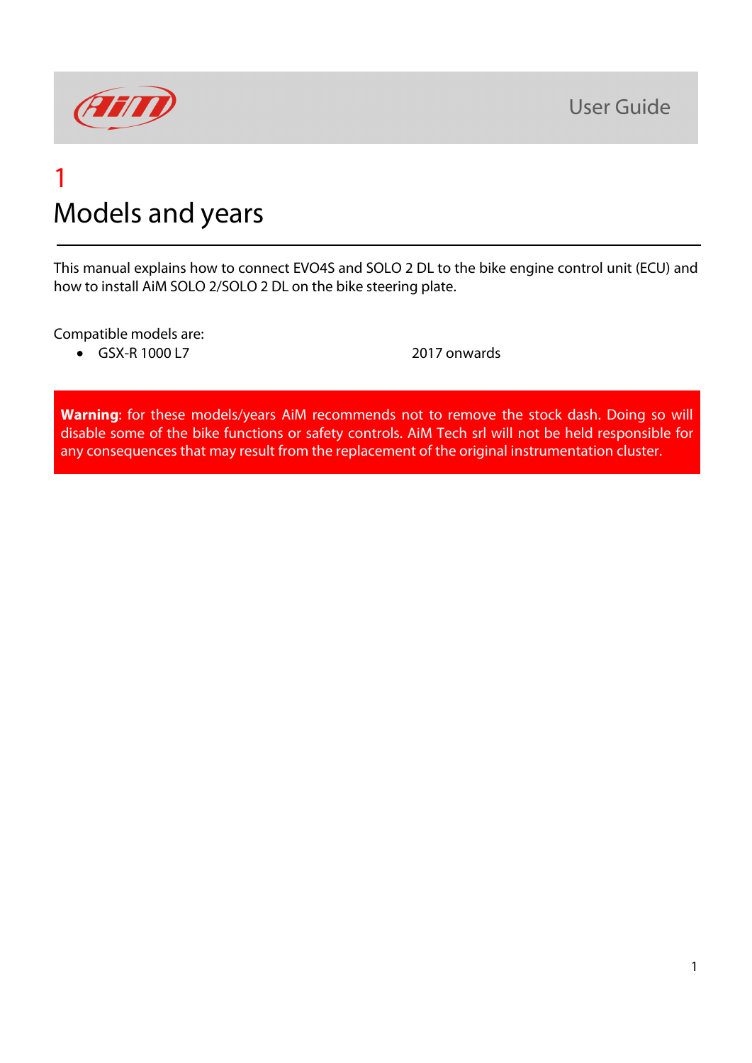# 1

# Models and years

This manual explains how to connect EVO4S and SOLO 2 DL to the bike engine control unit (ECU) and how to install AiM SOLO 2/SOLO 2 DL on the bike steering plate.

Compatible models are:

- GSX-R 1000 L7 2017 onwards

**Warning**: for these models/years AiM recommends not to remove the stock dash. Doing so will disable some of the bike functions or safety controls. AiM Tech srl will not be held responsible for any consequences that may result from the replacement of the original instrumentation cluster.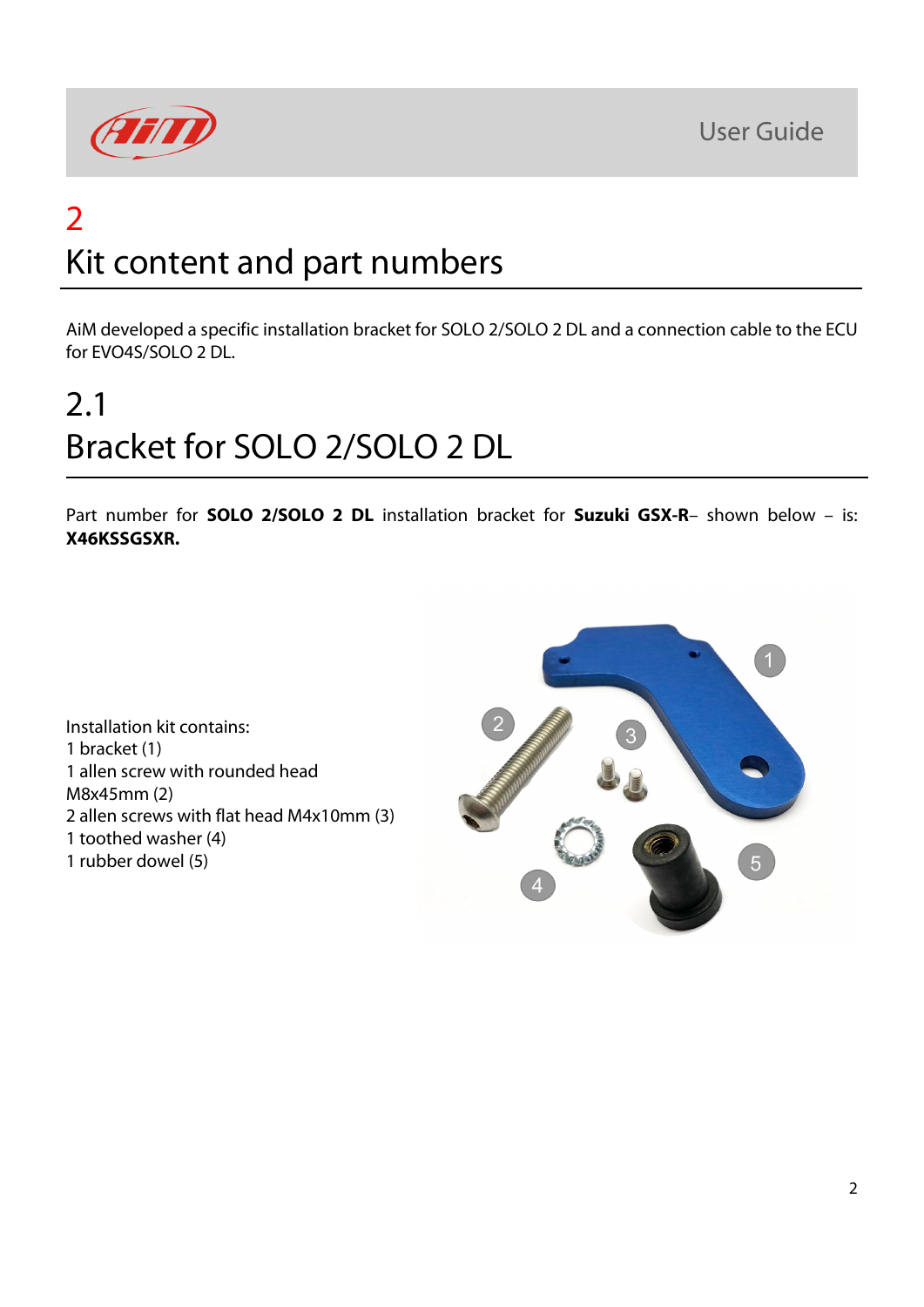# 2 Kit content and part numbers

AiM developed a specific installation bracket for SOLO 2/SOLO 2 DL and a connection cable to the ECU for EVO4S/SOLO 2 DL.

## 2.1 Bracket for SOLO 2/SOLO 2 DL

Part number for **SOLO 2/SOLO 2 DL** installation bracket for **Suzuki GSX-R**– shown below – is: **X46KSSGSXR.**

Installation kit contains:
1 bracket (1)
1 allen screw with rounded head M8x45mm (2)
2 allen screws with flat head M4x10mm (3)
1 toothed washer (4)
1 rubber dowel (5)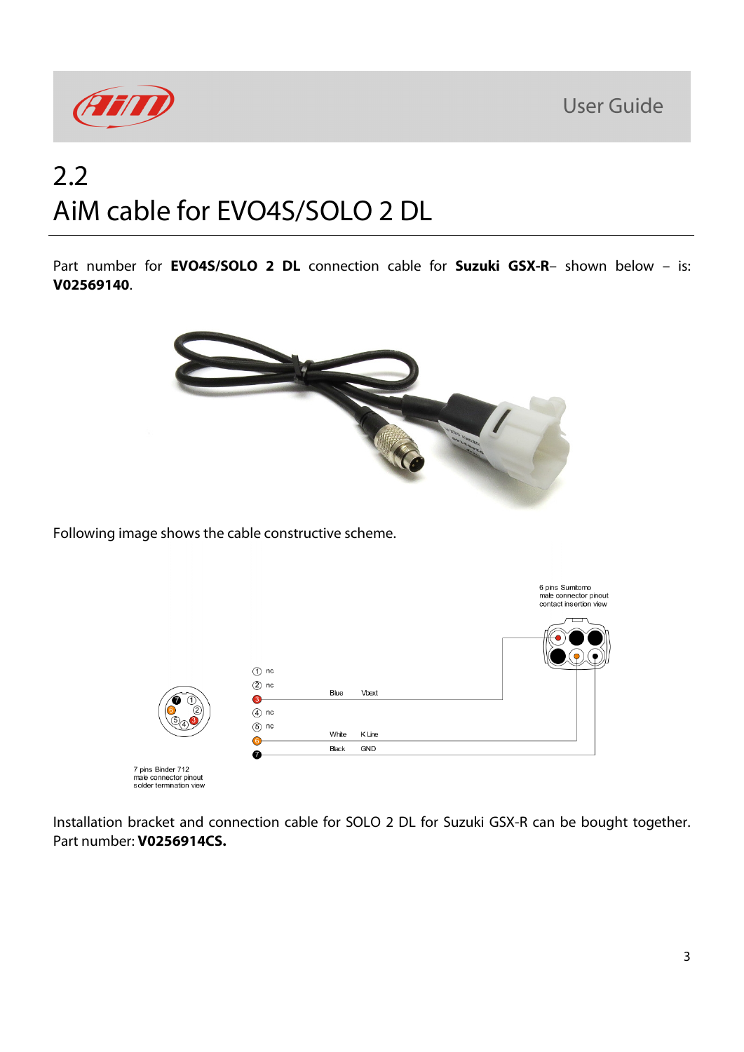# 2.2 AiM cable for EVO4S/SOLO 2 DL

Part number for **EVO4S/SOLO 2 DL** connection cable for **Suzuki GSX-R**– shown below – is: **V02569140**.

Following image shows the cable constructive scheme.

6 pins Sumitomo male connector pinout contact insertion view

| Pin | | Wire | Signal |
|---|---|---|---|
| 1 | nc | | |
| 2 | nc | | |
| 3 | | Blue | Vbext |
| 4 | nc | | |
| 5 | nc | | |
| 6 | | White | K Line |
| 7 | | Black | GND |

7 pins Binder 712 male connector pinout solder termination view

Installation bracket and connection cable for SOLO 2 DL for Suzuki GSX-R can be bought together. Part number: **V0256914CS.**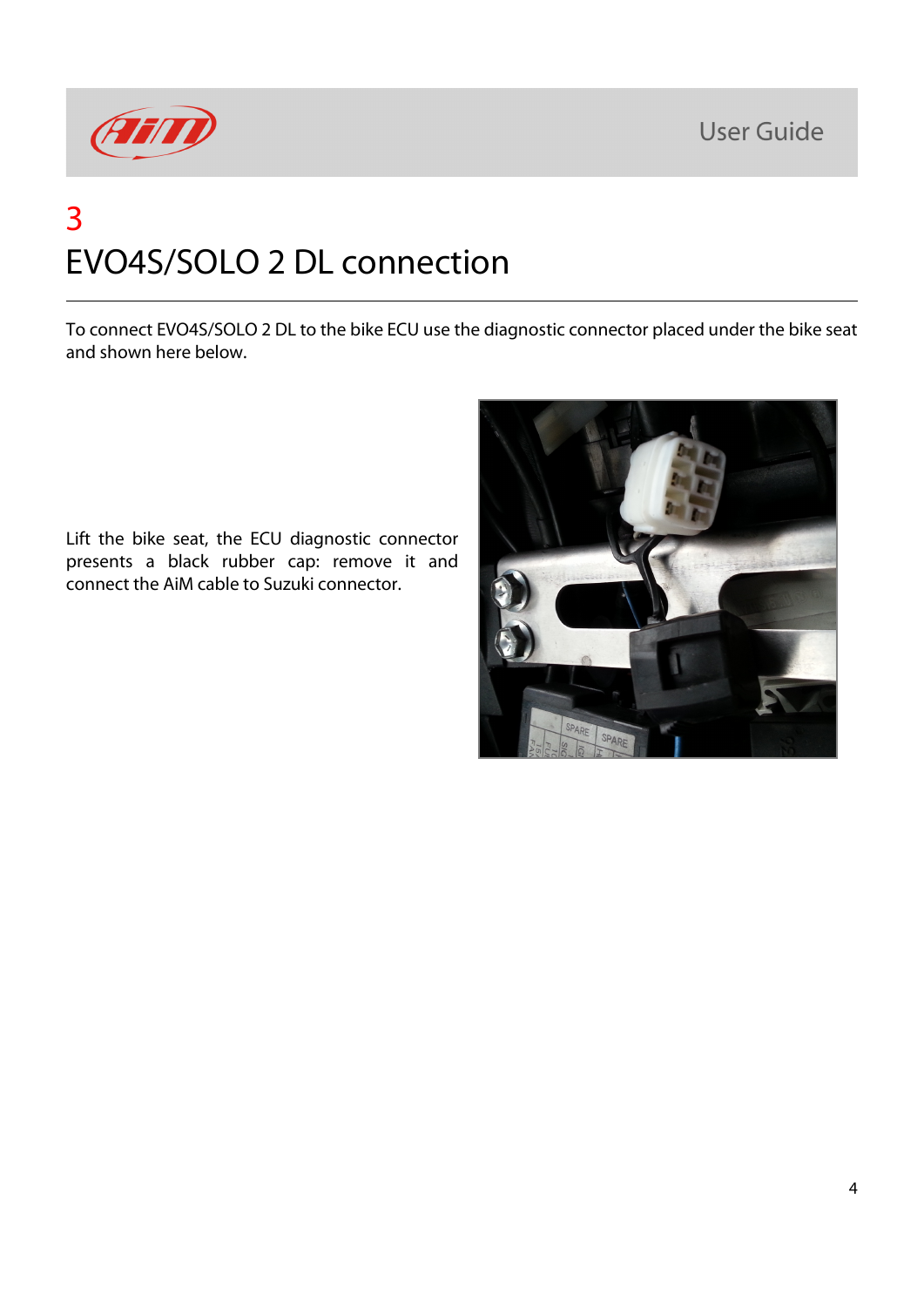# 3

# EVO4S/SOLO 2 DL connection

To connect EVO4S/SOLO 2 DL to the bike ECU use the diagnostic connector placed under the bike seat and shown here below.

Lift the bike seat, the ECU diagnostic connector presents a black rubber cap: remove it and connect the AiM cable to Suzuki connector.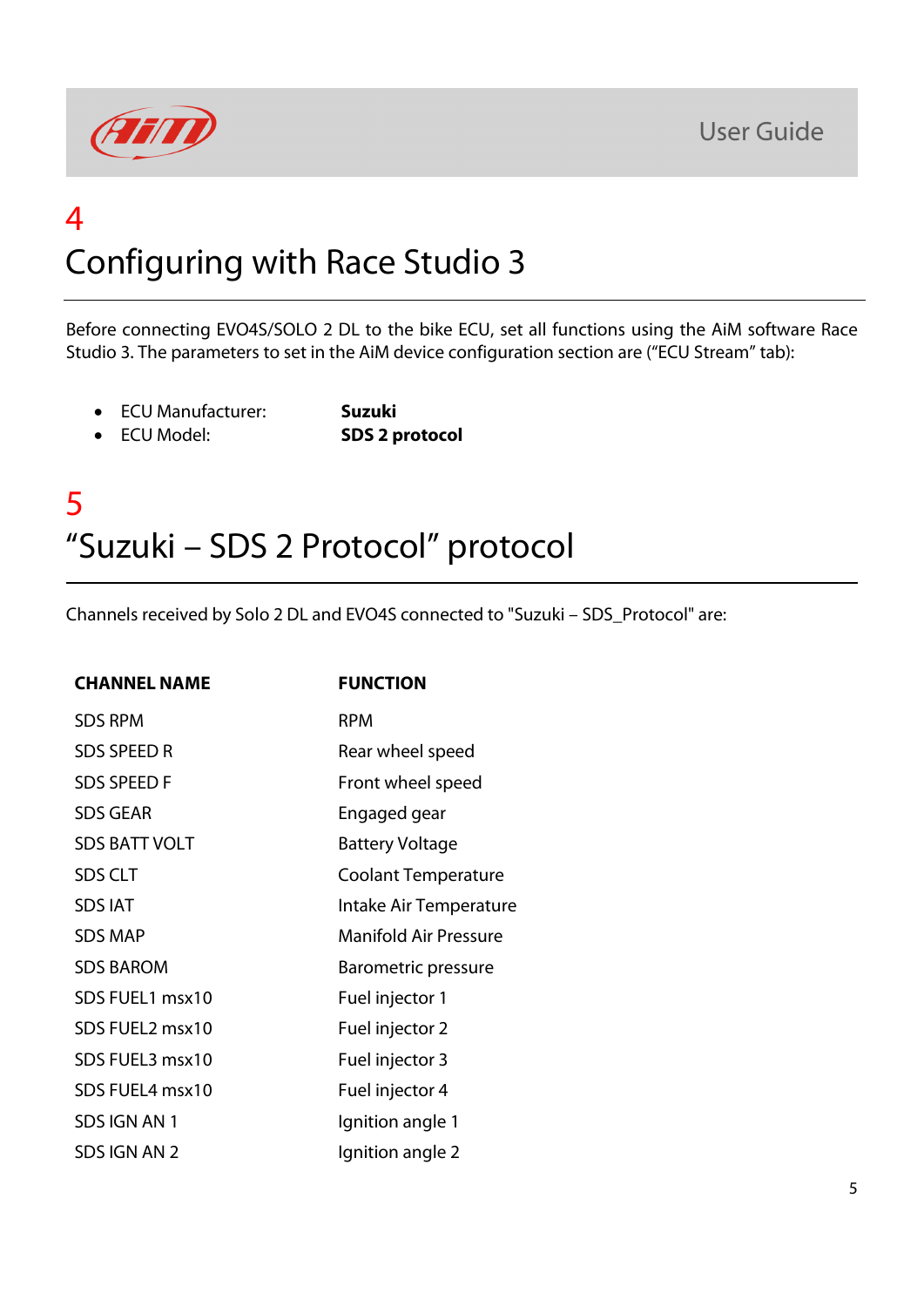# 4
# Configuring with Race Studio 3

Before connecting EVO4S/SOLO 2 DL to the bike ECU, set all functions using the AiM software Race Studio 3. The parameters to set in the AiM device configuration section are ("ECU Stream" tab):

- ECU Manufacturer: **Suzuki**
- ECU Model: **SDS 2 protocol**

# 5
# "Suzuki – SDS 2 Protocol" protocol

Channels received by Solo 2 DL and EVO4S connected to "Suzuki – SDS_Protocol" are:

| CHANNEL NAME | FUNCTION |
|---|---|
| SDS RPM | RPM |
| SDS SPEED R | Rear wheel speed |
| SDS SPEED F | Front wheel speed |
| SDS GEAR | Engaged gear |
| SDS BATT VOLT | Battery Voltage |
| SDS CLT | Coolant Temperature |
| SDS IAT | Intake Air Temperature |
| SDS MAP | Manifold Air Pressure |
| SDS BAROM | Barometric pressure |
| SDS FUEL1 msx10 | Fuel injector 1 |
| SDS FUEL2 msx10 | Fuel injector 2 |
| SDS FUEL3 msx10 | Fuel injector 3 |
| SDS FUEL4 msx10 | Fuel injector 4 |
| SDS IGN AN 1 | Ignition angle 1 |
| SDS IGN AN 2 | Ignition angle 2 |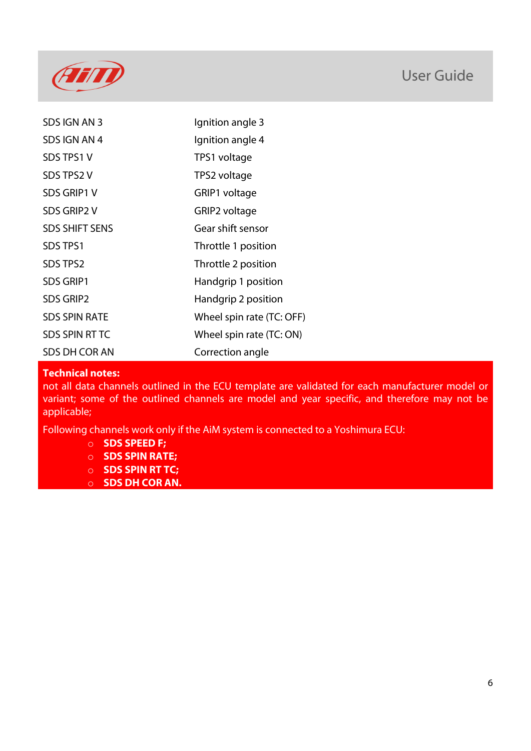| | |
|---|---|
| SDS IGN AN 3 | Ignition angle 3 |
| SDS IGN AN 4 | Ignition angle 4 |
| SDS TPS1 V | TPS1 voltage |
| SDS TPS2 V | TPS2 voltage |
| SDS GRIP1 V | GRIP1 voltage |
| SDS GRIP2 V | GRIP2 voltage |
| SDS SHIFT SENS | Gear shift sensor |
| SDS TPS1 | Throttle 1 position |
| SDS TPS2 | Throttle 2 position |
| SDS GRIP1 | Handgrip 1 position |
| SDS GRIP2 | Handgrip 2 position |
| SDS SPIN RATE | Wheel spin rate (TC: OFF) |
| SDS SPIN RT TC | Wheel spin rate (TC: ON) |
| SDS DH COR AN | Correction angle |

**Technical notes:**
not all data channels outlined in the ECU template are validated for each manufacturer model or variant; some of the outlined channels are model and year specific, and therefore may not be applicable;

Following channels work only if the AiM system is connected to a Yoshimura ECU:

- **SDS SPEED F;**
- **SDS SPIN RATE;**
- **SDS SPIN RT TC;**
- **SDS DH COR AN.**